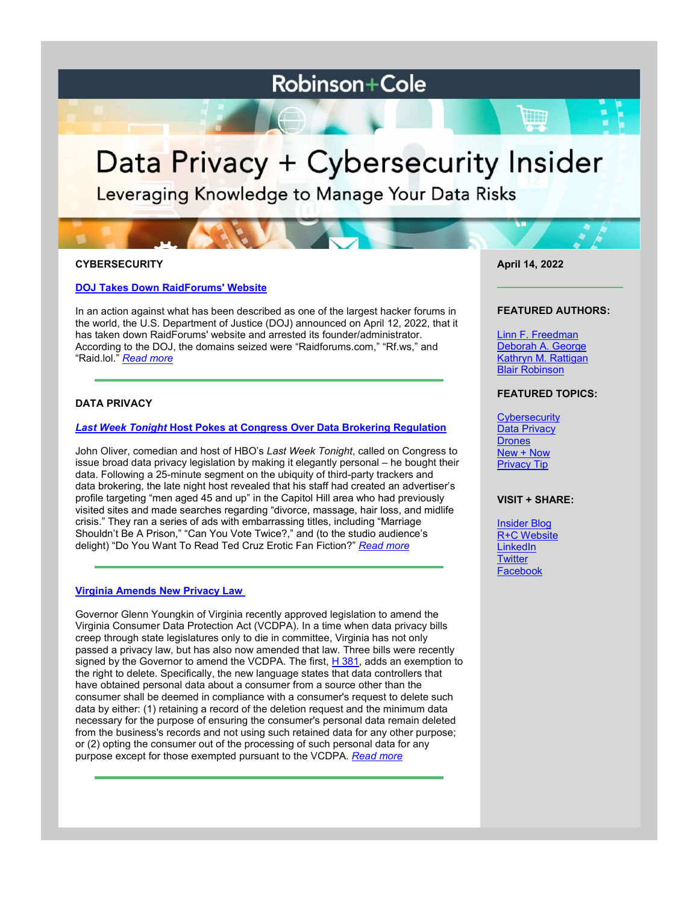Robinson+Cole

# Data Privacy + Cybersecurity Insider

Leveraging Knowledge to Manage Your Data Risks

**April 14, 2022**

**FEATURED AUTHORS:**

[Linn F. Freedman](#)
[Deborah A. George](#)
[Kathryn M. Rattigan](#)
[Blair Robinson](#)

**FEATURED TOPICS:**

[Cybersecurity](#)
[Data Privacy](#)
[Drones](#)
[New + Now](#)
[Privacy Tip](#)

**VISIT + SHARE:**

[Insider Blog](#)
[R+C Website](#)
[LinkedIn](#)
[Twitter](#)
[Facebook](#)

## CYBERSECURITY

### DOJ Takes Down RaidForums' Website

In an action against what has been described as one of the largest hacker forums in the world, the U.S. Department of Justice (DOJ) announced on April 12, 2022, that it has taken down RaidForums' website and arrested its founder/administrator. According to the DOJ, the domains seized were "Raidforums.com," "Rf.ws," and "Raid.lol." *Read more*

---

## DATA PRIVACY

### *Last Week Tonight* Host Pokes at Congress Over Data Brokering Regulation

John Oliver, comedian and host of HBO's *Last Week Tonight*, called on Congress to issue broad data privacy legislation by making it elegantly personal – he bought their data. Following a 25-minute segment on the ubiquity of third-party trackers and data brokering, the late night host revealed that his staff had created an advertiser's profile targeting "men aged 45 and up" in the Capitol Hill area who had previously visited sites and made searches regarding "divorce, massage, hair loss, and midlife crisis." They ran a series of ads with embarrassing titles, including "Marriage Shouldn't Be A Prison," "Can You Vote Twice?," and (to the studio audience's delight) "Do You Want To Read Ted Cruz Erotic Fan Fiction?" *Read more*

---

### Virginia Amends New Privacy Law

Governor Glenn Youngkin of Virginia recently approved legislation to amend the Virginia Consumer Data Protection Act (VCDPA). In a time when data privacy bills creep through state legislatures only to die in committee, Virginia has not only passed a privacy law, but has also now amended that law. Three bills were recently signed by the Governor to amend the VCDPA. The first, H 381, adds an exemption to the right to delete. Specifically, the new language states that data controllers that have obtained personal data about a consumer from a source other than the consumer shall be deemed in compliance with a consumer's request to delete such data by either: (1) retaining a record of the deletion request and the minimum data necessary for the purpose of ensuring the consumer's personal data remain deleted from the business's records and not using such retained data for any other purpose; or (2) opting the consumer out of the processing of such personal data for any purpose except for those exempted pursuant to the VCDPA. *Read more*

---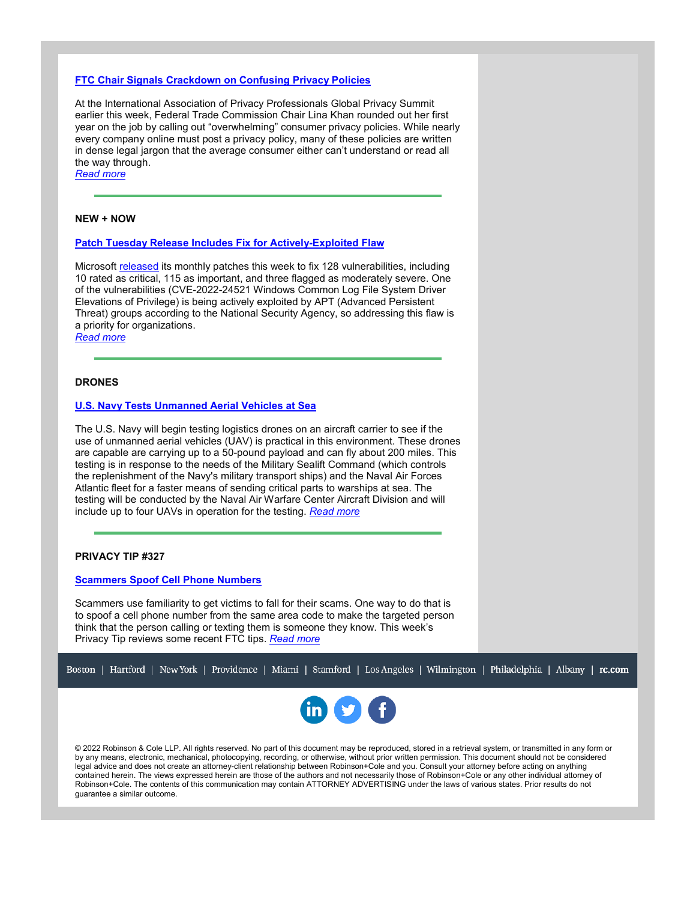**FTC Chair Signals Crackdown on Confusing Privacy Policies**

At the International Association of Privacy Professionals Global Privacy Summit earlier this week, Federal Trade Commission Chair Lina Khan rounded out her first year on the job by calling out “overwhelming” consumer privacy policies. While nearly every company online must post a privacy policy, many of these policies are written in dense legal jargon that the average consumer either can’t understand or read all the way through.
*Read more*

---

**NEW + NOW**

**Patch Tuesday Release Includes Fix for Actively-Exploited Flaw**

Microsoft released its monthly patches this week to fix 128 vulnerabilities, including 10 rated as critical, 115 as important, and three flagged as moderately severe. One of the vulnerabilities (CVE-2022-24521 Windows Common Log File System Driver Elevations of Privilege) is being actively exploited by APT (Advanced Persistent Threat) groups according to the National Security Agency, so addressing this flaw is a priority for organizations.
*Read more*

---

**DRONES**

**U.S. Navy Tests Unmanned Aerial Vehicles at Sea**

The U.S. Navy will begin testing logistics drones on an aircraft carrier to see if the use of unmanned aerial vehicles (UAV) is practical in this environment. These drones are capable are carrying up to a 50-pound payload and can fly about 200 miles. This testing is in response to the needs of the Military Sealift Command (which controls the replenishment of the Navy's military transport ships) and the Naval Air Forces Atlantic fleet for a faster means of sending critical parts to warships at sea. The testing will be conducted by the Naval Air Warfare Center Aircraft Division and will include up to four UAVs in operation for the testing. *Read more*

---

**PRIVACY TIP #327**

**Scammers Spoof Cell Phone Numbers**

Scammers use familiarity to get victims to fall for their scams. One way to do that is to spoof a cell phone number from the same area code to make the targeted person think that the person calling or texting them is someone they know. This week’s Privacy Tip reviews some recent FTC tips. *Read more*

Boston | Hartford | New York | Providence | Miami | Stamford | Los Angeles | Wilmington | Philadelphia | Albany | rc.com

© 2022 Robinson & Cole LLP. All rights reserved. No part of this document may be reproduced, stored in a retrieval system, or transmitted in any form or by any means, electronic, mechanical, photocopying, recording, or otherwise, without prior written permission. This document should not be considered legal advice and does not create an attorney-client relationship between Robinson+Cole and you. Consult your attorney before acting on anything contained herein. The views expressed herein are those of the authors and not necessarily those of Robinson+Cole or any other individual attorney of Robinson+Cole. The contents of this communication may contain ATTORNEY ADVERTISING under the laws of various states. Prior results do not guarantee a similar outcome.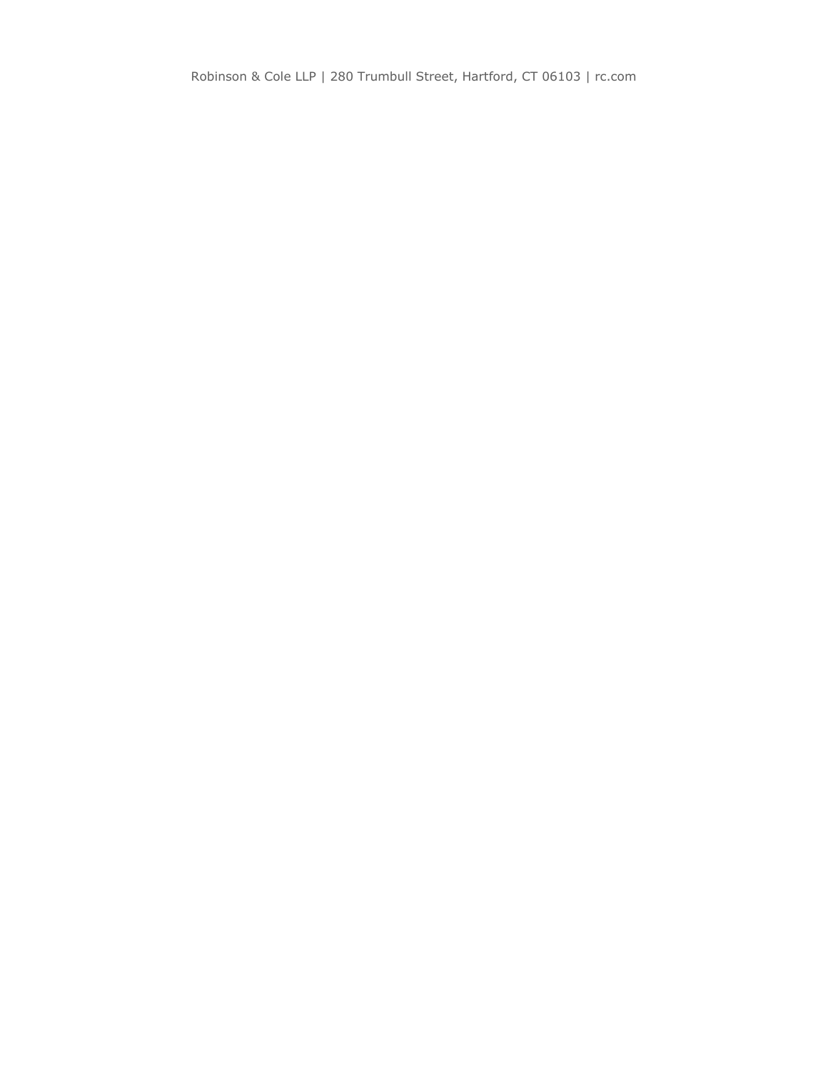Robinson & Cole LLP | 280 Trumbull Street, Hartford, CT 06103 | rc.com